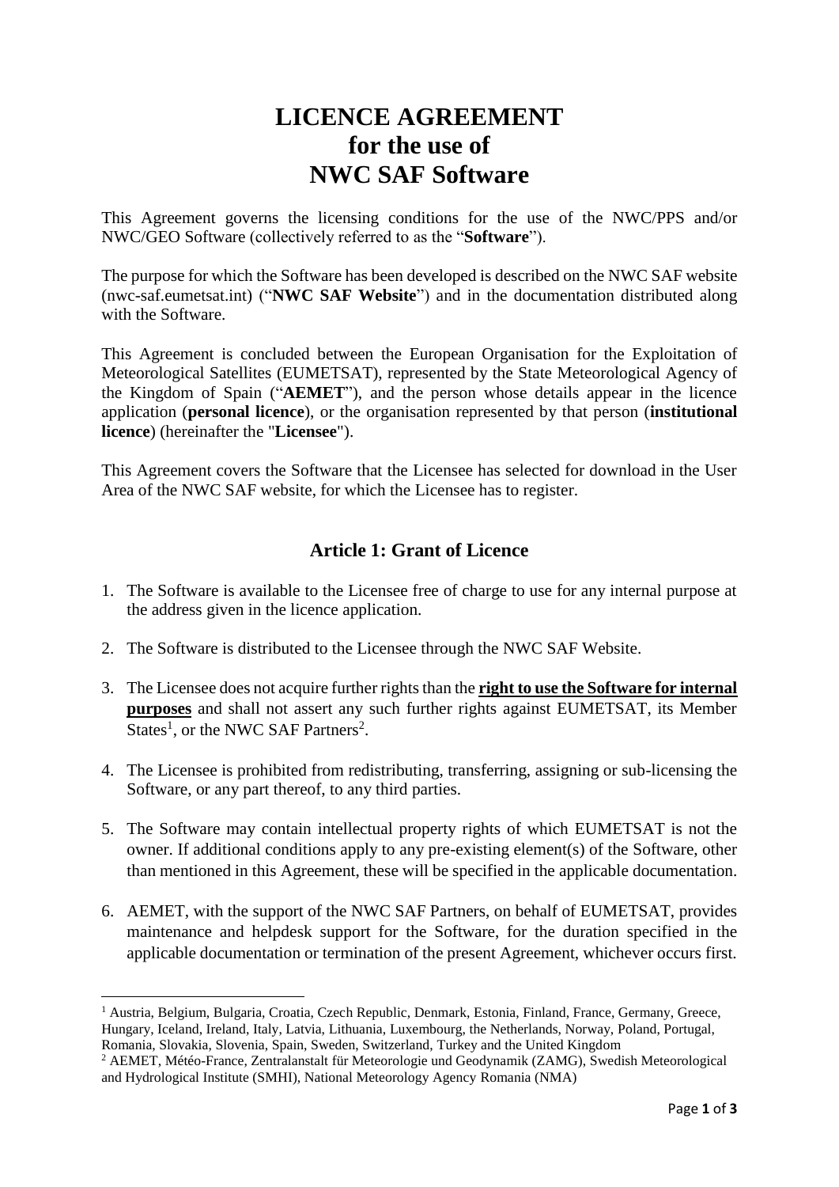# LICENCE AGREEMENT for the use of NWC SAF Software

This Agreement governs the licensing conditions for the use of the NWC/PPS and/or NWC/GEO Software (collectively referred to as the "**Software**").

The purpose for which the Software has been developed is described on the NWC SAF website (nwc-saf.eumetsat.int) ("**NWC SAF Website**") and in the documentation distributed along with the Software.

This Agreement is concluded between the European Organisation for the Exploitation of Meteorological Satellites (EUMETSAT), represented by the State Meteorological Agency of the Kingdom of Spain ("**AEMET**"), and the person whose details appear in the licence application (**personal licence**), or the organisation represented by that person (**institutional licence**) (hereinafter the "**Licensee**").

This Agreement covers the Software that the Licensee has selected for download in the User Area of the NWC SAF website, for which the Licensee has to register.

## Article 1: Grant of Licence

1. The Software is available to the Licensee free of charge to use for any internal purpose at the address given in the licence application.
2. The Software is distributed to the Licensee through the NWC SAF Website.
3. The Licensee does not acquire further rights than the **right to use the Software for internal purposes** and shall not assert any such further rights against EUMETSAT, its Member States[1], or the NWC SAF Partners[2].
4. The Licensee is prohibited from redistributing, transferring, assigning or sub-licensing the Software, or any part thereof, to any third parties.
5. The Software may contain intellectual property rights of which EUMETSAT is not the owner. If additional conditions apply to any pre-existing element(s) of the Software, other than mentioned in this Agreement, these will be specified in the applicable documentation.
6. AEMET, with the support of the NWC SAF Partners, on behalf of EUMETSAT, provides maintenance and helpdesk support for the Software, for the duration specified in the applicable documentation or termination of the present Agreement, whichever occurs first.

---

[1] Austria, Belgium, Bulgaria, Croatia, Czech Republic, Denmark, Estonia, Finland, France, Germany, Greece, Hungary, Iceland, Ireland, Italy, Latvia, Lithuania, Luxembourg, the Netherlands, Norway, Poland, Portugal, Romania, Slovakia, Slovenia, Spain, Sweden, Switzerland, Turkey and the United Kingdom

[2] AEMET, Météo-France, Zentralanstalt für Meteorologie und Geodynamik (ZAMG), Swedish Meteorological and Hydrological Institute (SMHI), National Meteorology Agency Romania (NMA)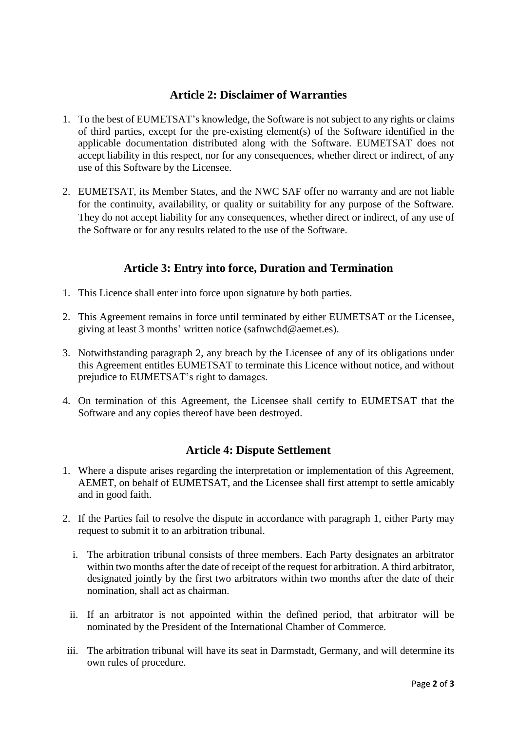## Article 2: Disclaimer of Warranties

1. To the best of EUMETSAT's knowledge, the Software is not subject to any rights or claims of third parties, except for the pre-existing element(s) of the Software identified in the applicable documentation distributed along with the Software. EUMETSAT does not accept liability in this respect, nor for any consequences, whether direct or indirect, of any use of this Software by the Licensee.

2. EUMETSAT, its Member States, and the NWC SAF offer no warranty and are not liable for the continuity, availability, or quality or suitability for any purpose of the Software. They do not accept liability for any consequences, whether direct or indirect, of any use of the Software or for any results related to the use of the Software.

## Article 3: Entry into force, Duration and Termination

1. This Licence shall enter into force upon signature by both parties.

2. This Agreement remains in force until terminated by either EUMETSAT or the Licensee, giving at least 3 months' written notice (safnwchd@aemet.es).

3. Notwithstanding paragraph 2, any breach by the Licensee of any of its obligations under this Agreement entitles EUMETSAT to terminate this Licence without notice, and without prejudice to EUMETSAT's right to damages.

4. On termination of this Agreement, the Licensee shall certify to EUMETSAT that the Software and any copies thereof have been destroyed.

## Article 4: Dispute Settlement

1. Where a dispute arises regarding the interpretation or implementation of this Agreement, AEMET, on behalf of EUMETSAT, and the Licensee shall first attempt to settle amicably and in good faith.

2. If the Parties fail to resolve the dispute in accordance with paragraph 1, either Party may request to submit it to an arbitration tribunal.

   i. The arbitration tribunal consists of three members. Each Party designates an arbitrator within two months after the date of receipt of the request for arbitration. A third arbitrator, designated jointly by the first two arbitrators within two months after the date of their nomination, shall act as chairman.

   ii. If an arbitrator is not appointed within the defined period, that arbitrator will be nominated by the President of the International Chamber of Commerce.

   iii. The arbitration tribunal will have its seat in Darmstadt, Germany, and will determine its own rules of procedure.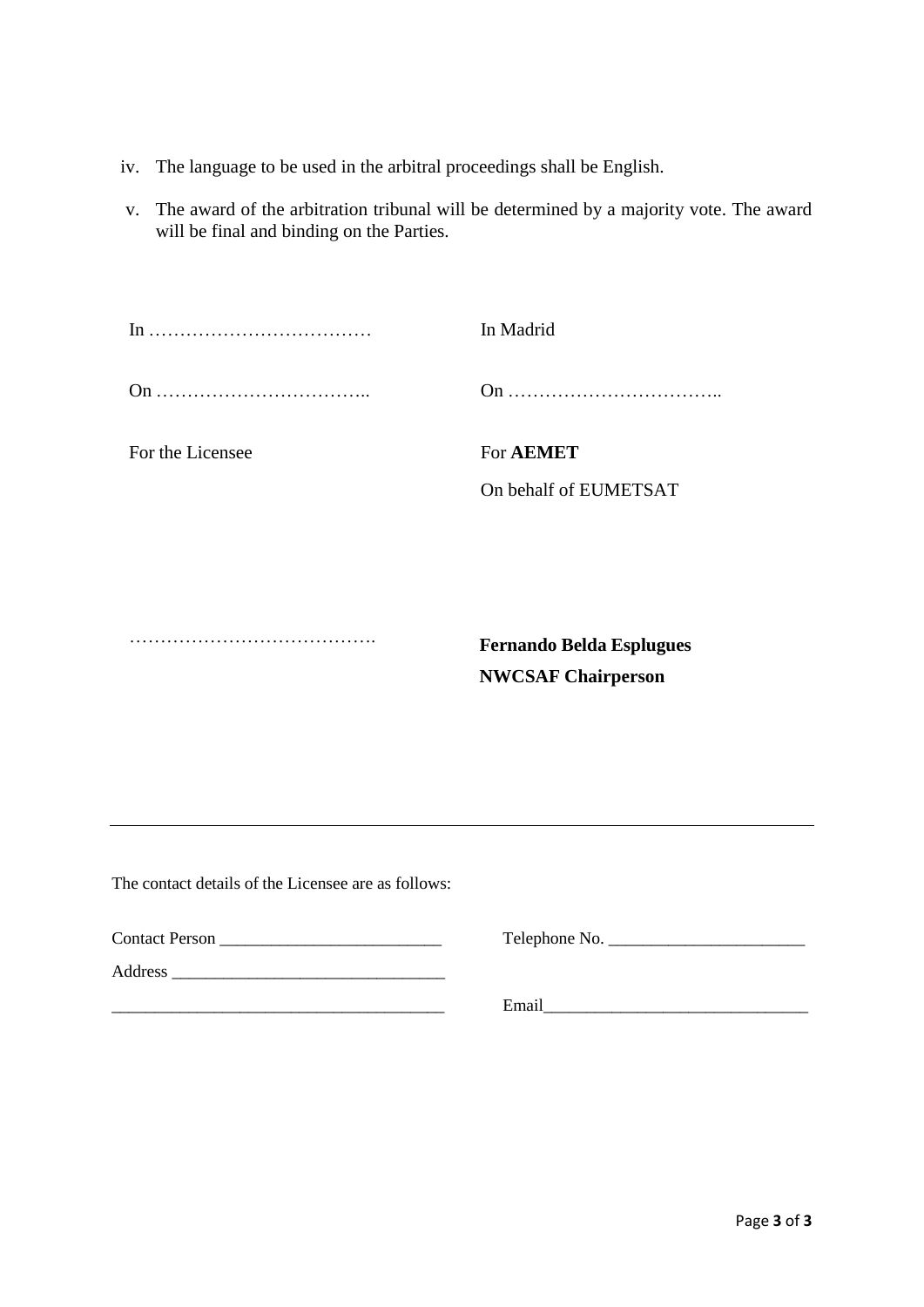iv. The language to be used in the arbitral proceedings shall be English.

v. The award of the arbitration tribunal will be determined by a majority vote. The award will be final and binding on the Parties.

| | |
|---|---|
| In ……………………………… | In Madrid |
| On …………………………….. | On …………………………….. |
| For the Licensee | For **AEMET** |
| | On behalf of EUMETSAT |
| …………………………………. | **Fernando Belda Esplugues** |
| | **NWCSAF Chairperson** |

---

The contact details of the Licensee are as follows:

Contact Person __________________________ Telephone No. _______________________

Address ________________________________

_______________________________________ Email_______________________________